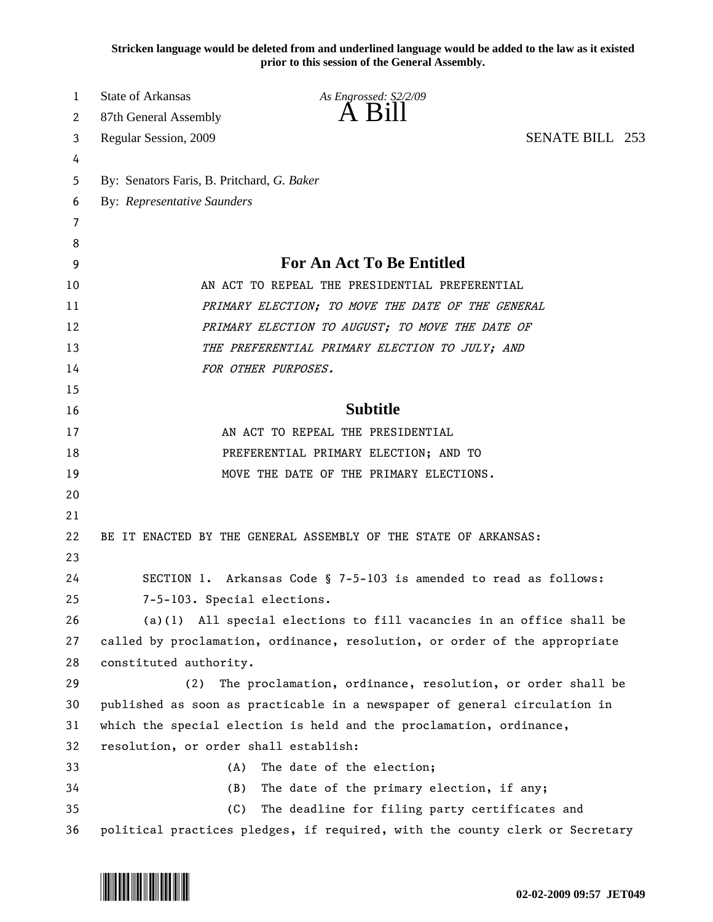**Stricken language would be deleted from and underlined language would be added to the law as it existed prior to this session of the General Assembly.**

State of Arkansas
87th General Assembly
Regular Session, 2009

*As Engrossed: S2/2/09*

# A Bill

SENATE BILL 253

By: Senators Faris, B. Pritchard, *G. Baker*
By: *Representative Saunders*

## For An Act To Be Entitled

AN ACT TO REPEAL THE PRESIDENTIAL PREFERENTIAL *PRIMARY ELECTION; TO MOVE THE DATE OF THE GENERAL PRIMARY ELECTION TO AUGUST; TO MOVE THE DATE OF THE PREFERENTIAL PRIMARY ELECTION TO JULY; AND FOR OTHER PURPOSES.*

## Subtitle

AN ACT TO REPEAL THE PRESIDENTIAL PREFERENTIAL PRIMARY ELECTION; AND TO MOVE THE DATE OF THE PRIMARY ELECTIONS.

BE IT ENACTED BY THE GENERAL ASSEMBLY OF THE STATE OF ARKANSAS:

SECTION 1. Arkansas Code § 7-5-103 is amended to read as follows:

7-5-103. Special elections.

(a)(1) All special elections to fill vacancies in an office shall be called by proclamation, ordinance, resolution, or order of the appropriate constituted authority.

(2) The proclamation, ordinance, resolution, or order shall be published as soon as practicable in a newspaper of general circulation in which the special election is held and the proclamation, ordinance, resolution, or order shall establish:

(A) The date of the election;

(B) The date of the primary election, if any;

(C) The deadline for filing party certificates and political practices pledges, if required, with the county clerk or Secretary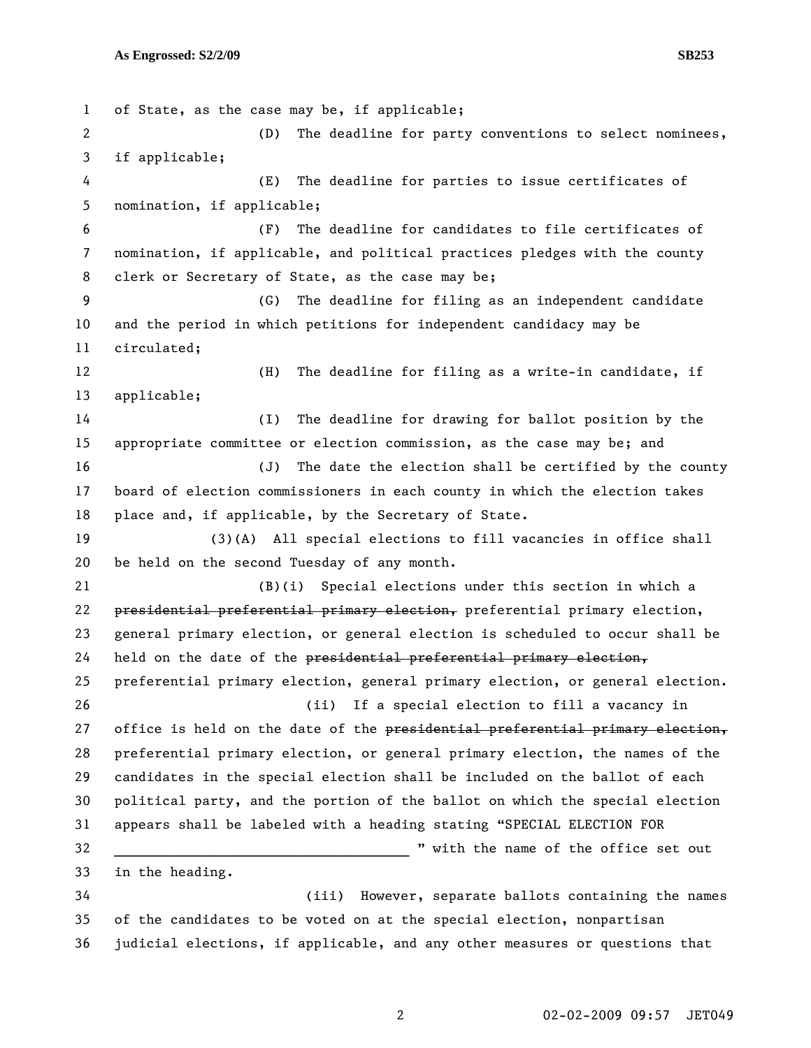of State, as the case may be, if applicable;

(D) The deadline for party conventions to select nominees, if applicable;

(E) The deadline for parties to issue certificates of nomination, if applicable;

(F) The deadline for candidates to file certificates of nomination, if applicable, and political practices pledges with the county clerk or Secretary of State, as the case may be;

(G) The deadline for filing as an independent candidate and the period in which petitions for independent candidacy may be circulated;

(H) The deadline for filing as a write-in candidate, if applicable;

(I) The deadline for drawing for ballot position by the appropriate committee or election commission, as the case may be; and

(J) The date the election shall be certified by the county board of election commissioners in each county in which the election takes place and, if applicable, by the Secretary of State.

(3)(A) All special elections to fill vacancies in office shall be held on the second Tuesday of any month.

(B)(i) Special elections under this section in which a ~~presidential preferential primary election,~~ preferential primary election, general primary election, or general election is scheduled to occur shall be held on the date of the ~~presidential preferential primary election,~~ preferential primary election, general primary election, or general election.

(ii) If a special election to fill a vacancy in office is held on the date of the ~~presidential preferential primary election,~~ preferential primary election, or general primary election, the names of the candidates in the special election shall be included on the ballot of each political party, and the portion of the ballot on which the special election appears shall be labeled with a heading stating "SPECIAL ELECTION FOR ______________________________________ " with the name of the office set out in the heading.

(iii) However, separate ballots containing the names of the candidates to be voted on at the special election, nonpartisan judicial elections, if applicable, and any other measures or questions that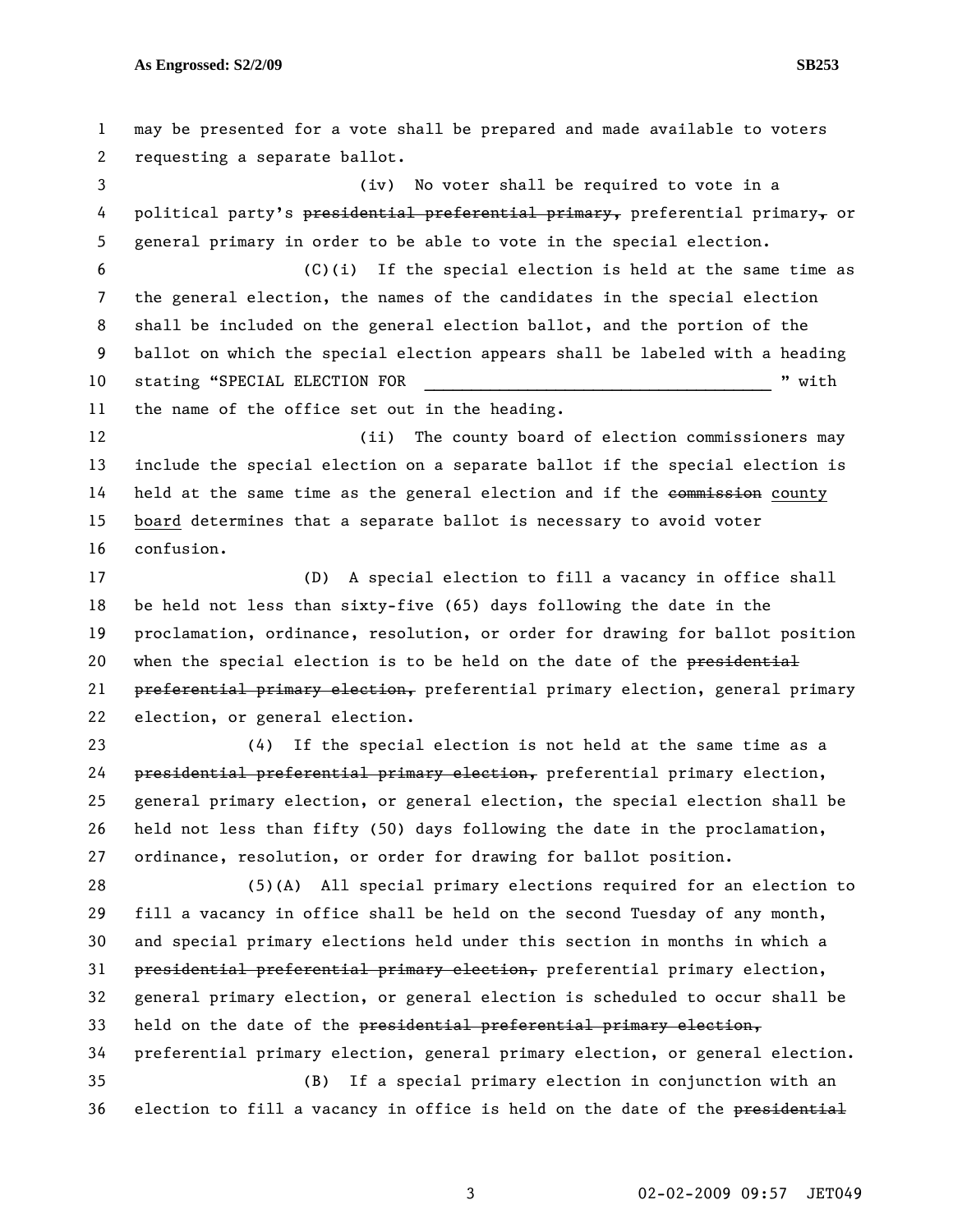may be presented for a vote shall be prepared and made available to voters requesting a separate ballot.

(iv) No voter shall be required to vote in a political party's ~~presidential preferential primary,~~ preferential primary~~,~~ or general primary in order to be able to vote in the special election.

(C)(i) If the special election is held at the same time as the general election, the names of the candidates in the special election shall be included on the general election ballot, and the portion of the ballot on which the special election appears shall be labeled with a heading stating "SPECIAL ELECTION FOR ______________________________________ " with the name of the office set out in the heading.

(ii) The county board of election commissioners may include the special election on a separate ballot if the special election is held at the same time as the general election and if the ~~commission~~ <u>county board</u> determines that a separate ballot is necessary to avoid voter confusion.

(D) A special election to fill a vacancy in office shall be held not less than sixty-five (65) days following the date in the proclamation, ordinance, resolution, or order for drawing for ballot position when the special election is to be held on the date of the ~~presidential preferential primary election,~~ preferential primary election, general primary election, or general election.

(4) If the special election is not held at the same time as a ~~presidential preferential primary election,~~ preferential primary election, general primary election, or general election, the special election shall be held not less than fifty (50) days following the date in the proclamation, ordinance, resolution, or order for drawing for ballot position.

(5)(A) All special primary elections required for an election to fill a vacancy in office shall be held on the second Tuesday of any month, and special primary elections held under this section in months in which a ~~presidential preferential primary election,~~ preferential primary election, general primary election, or general election is scheduled to occur shall be held on the date of the ~~presidential preferential primary election,~~ preferential primary election, general primary election, or general election.

(B) If a special primary election in conjunction with an election to fill a vacancy in office is held on the date of the ~~presidential~~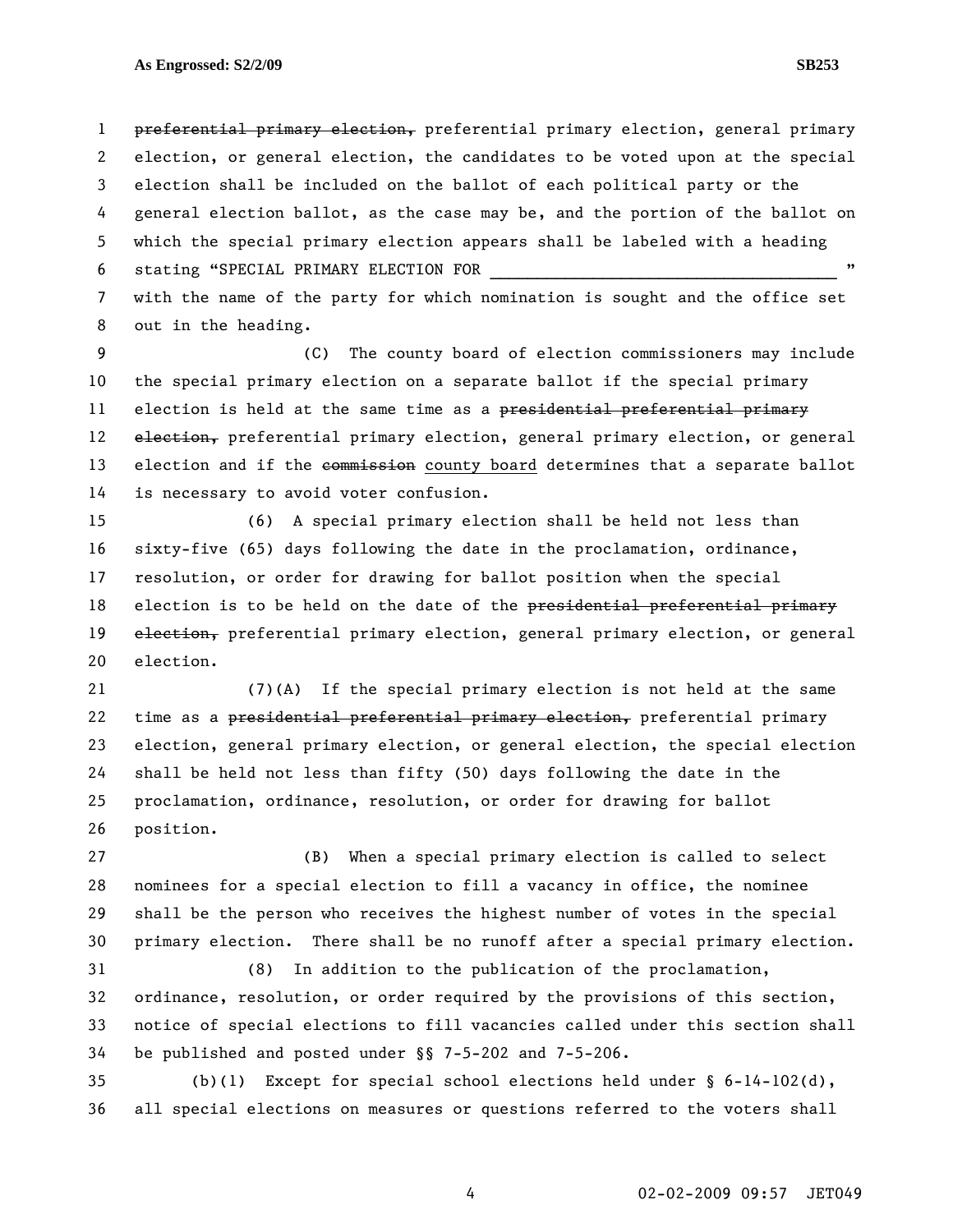~~preferential primary election,~~ preferential primary election, general primary election, or general election, the candidates to be voted upon at the special election shall be included on the ballot of each political party or the general election ballot, as the case may be, and the portion of the ballot on which the special primary election appears shall be labeled with a heading stating "SPECIAL PRIMARY ELECTION FOR \_\_\_\_\_\_\_\_\_\_\_\_\_\_\_\_\_\_\_\_\_\_\_\_\_\_\_\_\_\_\_\_\_\_\_\_\_\_ " with the name of the party for which nomination is sought and the office set out in the heading.

(C) The county board of election commissioners may include the special primary election on a separate ballot if the special primary election is held at the same time as a ~~presidential preferential primary election,~~ preferential primary election, general primary election, or general election and if the ~~commission~~ <u>county board</u> determines that a separate ballot is necessary to avoid voter confusion.

(6) A special primary election shall be held not less than sixty-five (65) days following the date in the proclamation, ordinance, resolution, or order for drawing for ballot position when the special election is to be held on the date of the ~~presidential preferential primary election,~~ preferential primary election, general primary election, or general election.

(7)(A) If the special primary election is not held at the same time as a ~~presidential preferential primary election,~~ preferential primary election, general primary election, or general election, the special election shall be held not less than fifty (50) days following the date in the proclamation, ordinance, resolution, or order for drawing for ballot position.

(B) When a special primary election is called to select nominees for a special election to fill a vacancy in office, the nominee shall be the person who receives the highest number of votes in the special primary election. There shall be no runoff after a special primary election.

(8) In addition to the publication of the proclamation, ordinance, resolution, or order required by the provisions of this section, notice of special elections to fill vacancies called under this section shall be published and posted under §§ 7-5-202 and 7-5-206.

(b)(1) Except for special school elections held under § 6-14-102(d), all special elections on measures or questions referred to the voters shall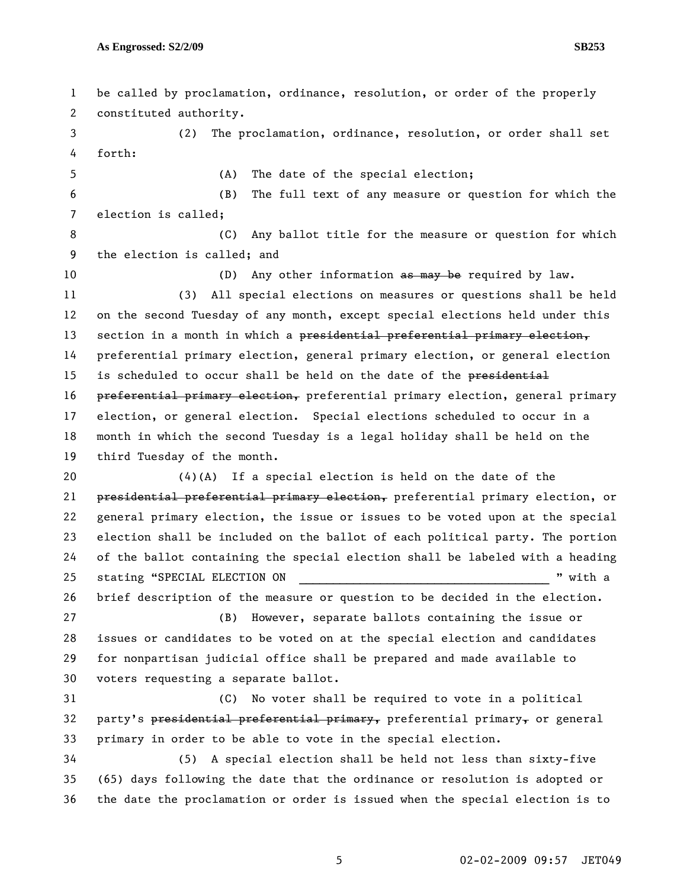be called by proclamation, ordinance, resolution, or order of the properly constituted authority.

(2) The proclamation, ordinance, resolution, or order shall set forth:

(A) The date of the special election;

(B) The full text of any measure or question for which the election is called;

(C) Any ballot title for the measure or question for which the election is called; and

(D) Any other information ~~as may be~~ required by law.

(3) All special elections on measures or questions shall be held on the second Tuesday of any month, except special elections held under this section in a month in which a ~~presidential preferential primary election,~~ preferential primary election, general primary election, or general election is scheduled to occur shall be held on the date of the ~~presidential preferential primary election,~~ preferential primary election, general primary election, or general election. Special elections scheduled to occur in a month in which the second Tuesday is a legal holiday shall be held on the third Tuesday of the month.

(4)(A) If a special election is held on the date of the ~~presidential preferential primary election,~~ preferential primary election, or general primary election, the issue or issues to be voted upon at the special election shall be included on the ballot of each political party. The portion of the ballot containing the special election shall be labeled with a heading stating "SPECIAL ELECTION ON ______________________________________ " with a brief description of the measure or question to be decided in the election.

(B) However, separate ballots containing the issue or issues or candidates to be voted on at the special election and candidates for nonpartisan judicial office shall be prepared and made available to voters requesting a separate ballot.

(C) No voter shall be required to vote in a political party's ~~presidential preferential primary,~~ preferential primary~~,~~ or general primary in order to be able to vote in the special election.

(5) A special election shall be held not less than sixty-five (65) days following the date that the ordinance or resolution is adopted or the date the proclamation or order is issued when the special election is to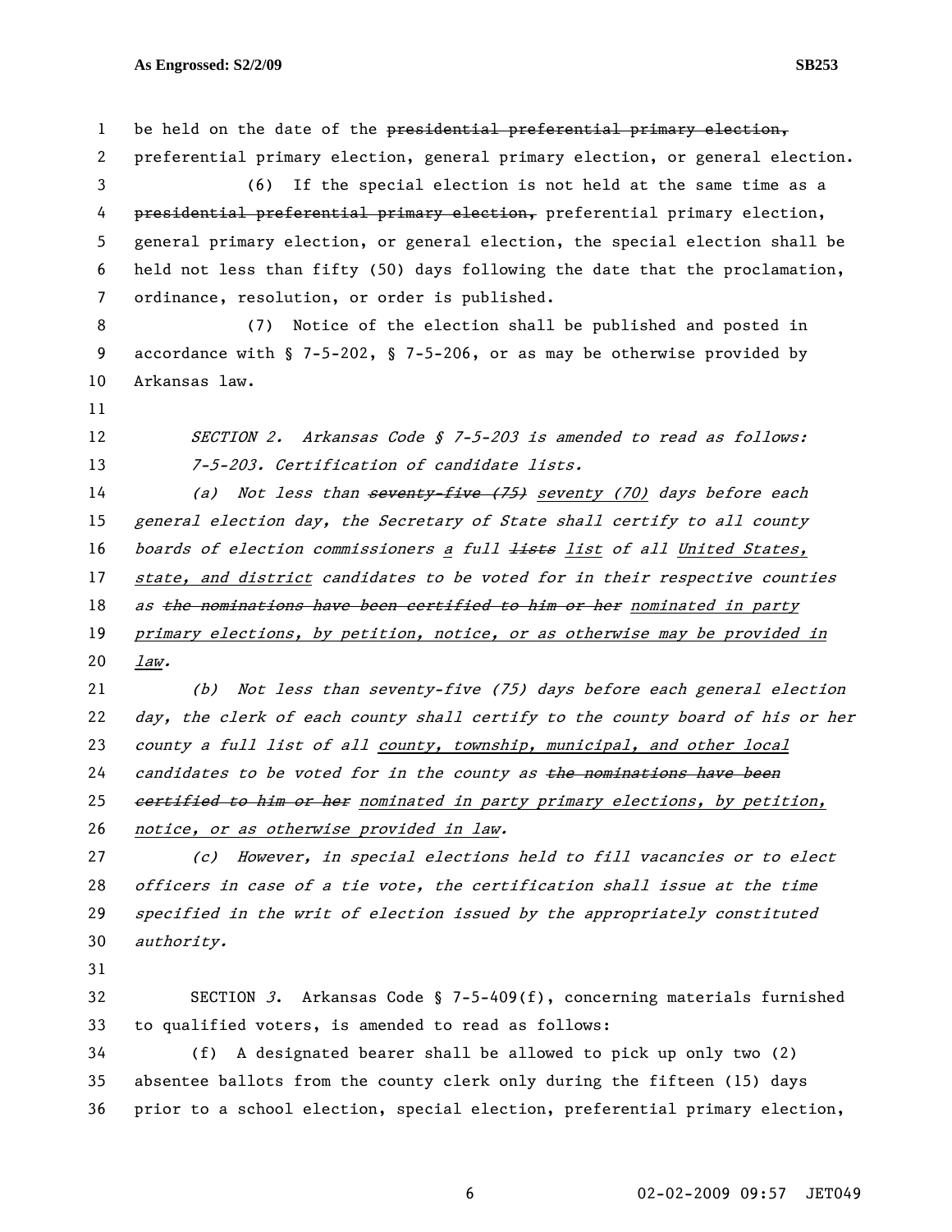be held on the date of the ~~presidential preferential primary election,~~ preferential primary election, general primary election, or general election.

(6) If the special election is not held at the same time as a ~~presidential preferential primary election,~~ preferential primary election, general primary election, or general election, the special election shall be held not less than fifty (50) days following the date that the proclamation, ordinance, resolution, or order is published.

(7) Notice of the election shall be published and posted in accordance with § 7-5-202, § 7-5-206, or as may be otherwise provided by Arkansas law.

*SECTION 2. Arkansas Code § 7-5-203 is amended to read as follows:*

*7-5-203. Certification of candidate lists.*

*(a) Not less than ~~seventy-five (75)~~ <u>seventy (70)</u> days before each general election day, the Secretary of State shall certify to all county boards of election commissioners <u>a</u> full ~~lists~~ <u>list</u> of all <u>United States, state, and district</u> candidates to be voted for in their respective counties as ~~the nominations have been certified to him or her~~ <u>nominated in party primary elections, by petition, notice, or as otherwise may be provided in law</u>.*

*(b) Not less than seventy-five (75) days before each general election day, the clerk of each county shall certify to the county board of his or her county a full list of all <u>county, township, municipal, and other local</u> candidates to be voted for in the county as ~~the nominations have been certified to him or her~~ <u>nominated in party primary elections, by petition, notice, or as otherwise provided in law</u>.*

*(c) However, in special elections held to fill vacancies or to elect officers in case of a tie vote, the certification shall issue at the time specified in the writ of election issued by the appropriately constituted authority.*

SECTION *3*. Arkansas Code § 7-5-409(f), concerning materials furnished to qualified voters, is amended to read as follows:

(f) A designated bearer shall be allowed to pick up only two (2) absentee ballots from the county clerk only during the fifteen (15) days prior to a school election, special election, preferential primary election,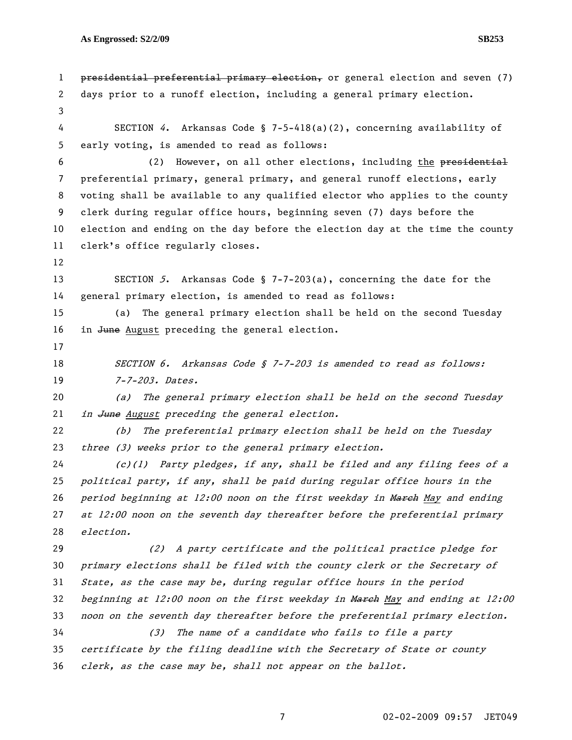~~presidential preferential primary election,~~ or general election and seven (7) days prior to a runoff election, including a general primary election.

SECTION *4*. Arkansas Code § 7-5-418(a)(2), concerning availability of early voting, is amended to read as follows:

(2) However, on all other elections, including the ~~presidential~~ preferential primary, general primary, and general runoff elections, early voting shall be available to any qualified elector who applies to the county clerk during regular office hours, beginning seven (7) days before the election and ending on the day before the election day at the time the county clerk's office regularly closes.

SECTION *5*. Arkansas Code § 7-7-203(a), concerning the date for the general primary election, is amended to read as follows:

(a) The general primary election shall be held on the second Tuesday in ~~June~~ August preceding the general election.

*SECTION 6. Arkansas Code § 7-7-203 is amended to read as follows:*

*7-7-203. Dates.*

*(a) The general primary election shall be held on the second Tuesday in ~~June~~ August preceding the general election.*

*(b) The preferential primary election shall be held on the Tuesday three (3) weeks prior to the general primary election.*

*(c)(1) Party pledges, if any, shall be filed and any filing fees of a political party, if any, shall be paid during regular office hours in the period beginning at 12:00 noon on the first weekday in ~~March~~ May and ending at 12:00 noon on the seventh day thereafter before the preferential primary election.*

*(2) A party certificate and the political practice pledge for primary elections shall be filed with the county clerk or the Secretary of State, as the case may be, during regular office hours in the period beginning at 12:00 noon on the first weekday in ~~March~~ May and ending at 12:00 noon on the seventh day thereafter before the preferential primary election.*

*(3) The name of a candidate who fails to file a party certificate by the filing deadline with the Secretary of State or county clerk, as the case may be, shall not appear on the ballot.*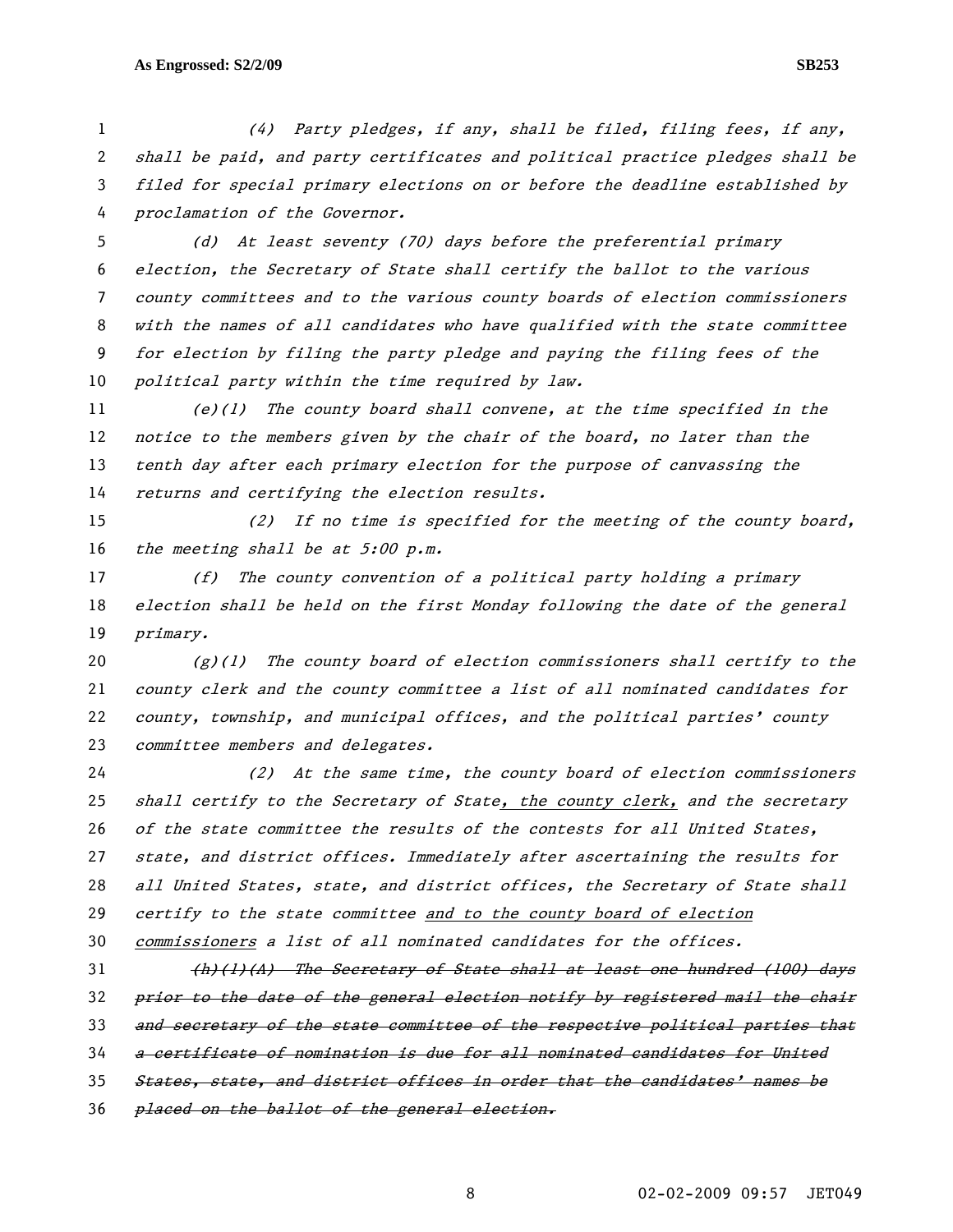(4) Party pledges, if any, shall be filed, filing fees, if any, shall be paid, and party certificates and political practice pledges shall be filed for special primary elections on or before the deadline established by proclamation of the Governor.

(d) At least seventy (70) days before the preferential primary election, the Secretary of State shall certify the ballot to the various county committees and to the various county boards of election commissioners with the names of all candidates who have qualified with the state committee for election by filing the party pledge and paying the filing fees of the political party within the time required by law.

(e)(1) The county board shall convene, at the time specified in the notice to the members given by the chair of the board, no later than the tenth day after each primary election for the purpose of canvassing the returns and certifying the election results.

(2) If no time is specified for the meeting of the county board, the meeting shall be at 5:00 p.m.

(f) The county convention of a political party holding a primary election shall be held on the first Monday following the date of the general primary.

(g)(1) The county board of election commissioners shall certify to the county clerk and the county committee a list of all nominated candidates for county, township, and municipal offices, and the political parties' county committee members and delegates.

(2) At the same time, the county board of election commissioners shall certify to the Secretary of State<u>, the county clerk,</u> and the secretary of the state committee the results of the contests for all United States, state, and district offices. Immediately after ascertaining the results for all United States, state, and district offices, the Secretary of State shall certify to the state committee <u>and to the county board of election commissioners</u> a list of all nominated candidates for the offices.

~~(h)(1)(A) The Secretary of State shall at least one hundred (100) days prior to the date of the general election notify by registered mail the chair and secretary of the state committee of the respective political parties that a certificate of nomination is due for all nominated candidates for United States, state, and district offices in order that the candidates' names be placed on the ballot of the general election.~~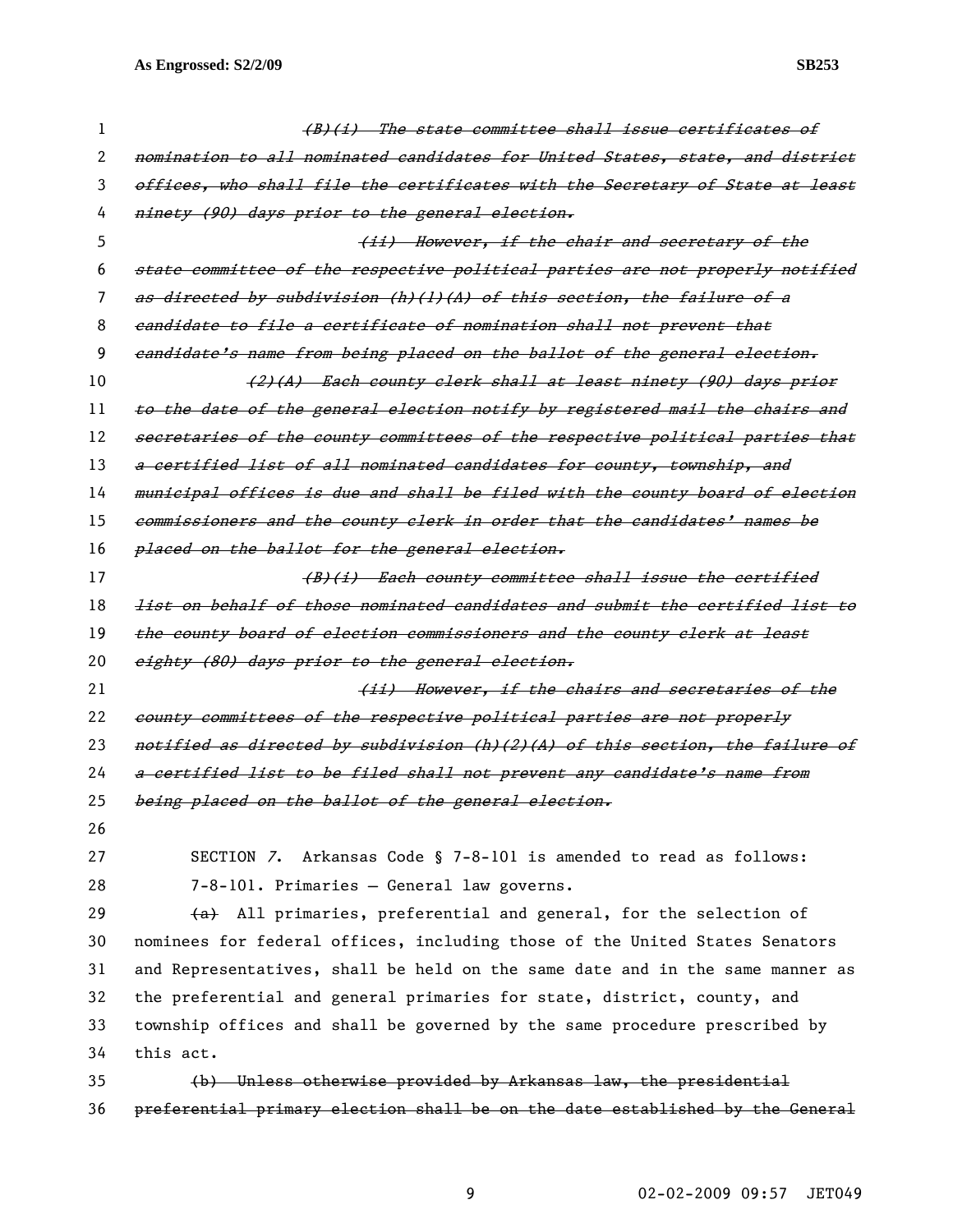~~*(B)(i) The state committee shall issue certificates of nomination to all nominated candidates for United States, state, and district offices, who shall file the certificates with the Secretary of State at least ninety (90) days prior to the general election.*~~

~~*(ii) However, if the chair and secretary of the state committee of the respective political parties are not properly notified as directed by subdivision (h)(1)(A) of this section, the failure of a candidate to file a certificate of nomination shall not prevent that candidate's name from being placed on the ballot of the general election.*~~

~~*(2)(A) Each county clerk shall at least ninety (90) days prior to the date of the general election notify by registered mail the chairs and secretaries of the county committees of the respective political parties that a certified list of all nominated candidates for county, township, and municipal offices is due and shall be filed with the county board of election commissioners and the county clerk in order that the candidates' names be placed on the ballot for the general election.*~~

~~*(B)(i) Each county committee shall issue the certified list on behalf of those nominated candidates and submit the certified list to the county board of election commissioners and the county clerk at least eighty (80) days prior to the general election.*~~

~~*(ii) However, if the chairs and secretaries of the county committees of the respective political parties are not properly notified as directed by subdivision (h)(2)(A) of this section, the failure of a certified list to be filed shall not prevent any candidate's name from being placed on the ballot of the general election.*~~

SECTION *7*. Arkansas Code § 7-8-101 is amended to read as follows:

7-8-101. Primaries — General law governs.

~~(a)~~ All primaries, preferential and general, for the selection of nominees for federal offices, including those of the United States Senators and Representatives, shall be held on the same date and in the same manner as the preferential and general primaries for state, district, county, and township offices and shall be governed by the same procedure prescribed by this act.

~~(b) Unless otherwise provided by Arkansas law, the presidential preferential primary election shall be on the date established by the General~~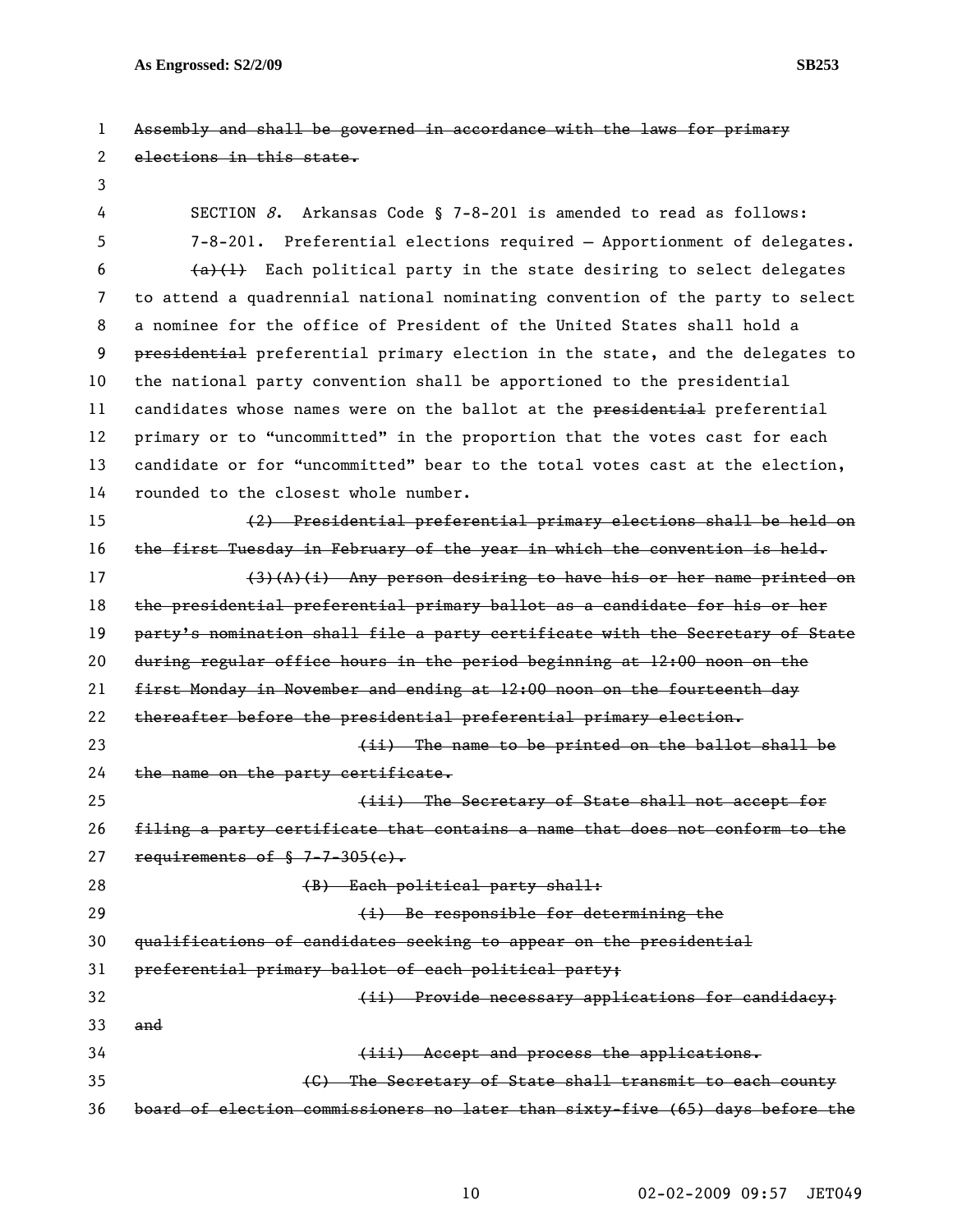~~Assembly and shall be governed in accordance with the laws for primary elections in this state.~~

SECTION *8*. Arkansas Code § 7-8-201 is amended to read as follows:

7-8-201. Preferential elections required — Apportionment of delegates.

~~(a)(1)~~ Each political party in the state desiring to select delegates to attend a quadrennial national nominating convention of the party to select a nominee for the office of President of the United States shall hold a ~~presidential~~ preferential primary election in the state, and the delegates to the national party convention shall be apportioned to the presidential candidates whose names were on the ballot at the ~~presidential~~ preferential primary or to "uncommitted" in the proportion that the votes cast for each candidate or for "uncommitted" bear to the total votes cast at the election, rounded to the closest whole number.

~~(2) Presidential preferential primary elections shall be held on the first Tuesday in February of the year in which the convention is held.~~

~~(3)(A)(i) Any person desiring to have his or her name printed on the presidential preferential primary ballot as a candidate for his or her party's nomination shall file a party certificate with the Secretary of State during regular office hours in the period beginning at 12:00 noon on the first Monday in November and ending at 12:00 noon on the fourteenth day thereafter before the presidential preferential primary election.~~

~~(ii) The name to be printed on the ballot shall be the name on the party certificate.~~

~~(iii) The Secretary of State shall not accept for filing a party certificate that contains a name that does not conform to the requirements of § 7-7-305(c).~~

~~(B) Each political party shall:~~

~~(i) Be responsible for determining the qualifications of candidates seeking to appear on the presidential preferential primary ballot of each political party;~~

~~(ii) Provide necessary applications for candidacy; and~~

~~(iii) Accept and process the applications.~~

~~(C) The Secretary of State shall transmit to each county board of election commissioners no later than sixty-five (65) days before the~~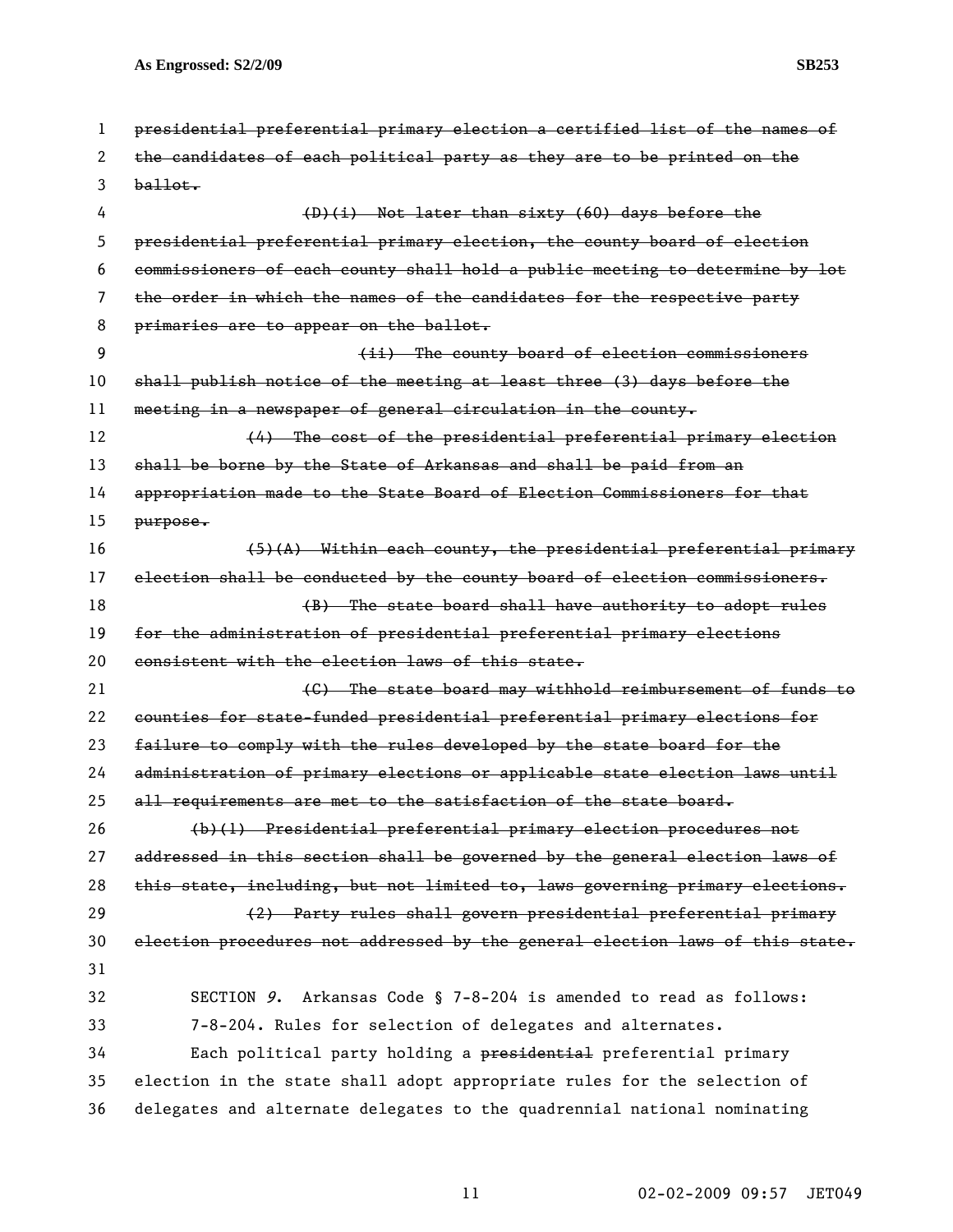~~presidential preferential primary election a certified list of the names of the candidates of each political party as they are to be printed on the ballot.~~

~~(D)(i) Not later than sixty (60) days before the presidential preferential primary election, the county board of election commissioners of each county shall hold a public meeting to determine by lot the order in which the names of the candidates for the respective party primaries are to appear on the ballot.~~

~~(ii) The county board of election commissioners shall publish notice of the meeting at least three (3) days before the meeting in a newspaper of general circulation in the county.~~

~~(4) The cost of the presidential preferential primary election shall be borne by the State of Arkansas and shall be paid from an appropriation made to the State Board of Election Commissioners for that purpose.~~

~~(5)(A) Within each county, the presidential preferential primary election shall be conducted by the county board of election commissioners.~~

~~(B) The state board shall have authority to adopt rules for the administration of presidential preferential primary elections consistent with the election laws of this state.~~

~~(C) The state board may withhold reimbursement of funds to counties for state-funded presidential preferential primary elections for failure to comply with the rules developed by the state board for the administration of primary elections or applicable state election laws until all requirements are met to the satisfaction of the state board.~~

~~(b)(1) Presidential preferential primary election procedures not addressed in this section shall be governed by the general election laws of this state, including, but not limited to, laws governing primary elections.~~

~~(2) Party rules shall govern presidential preferential primary election procedures not addressed by the general election laws of this state.~~

SECTION *9*. Arkansas Code § 7-8-204 is amended to read as follows:

7-8-204. Rules for selection of delegates and alternates.

Each political party holding a ~~presidential~~ preferential primary election in the state shall adopt appropriate rules for the selection of delegates and alternate delegates to the quadrennial national nominating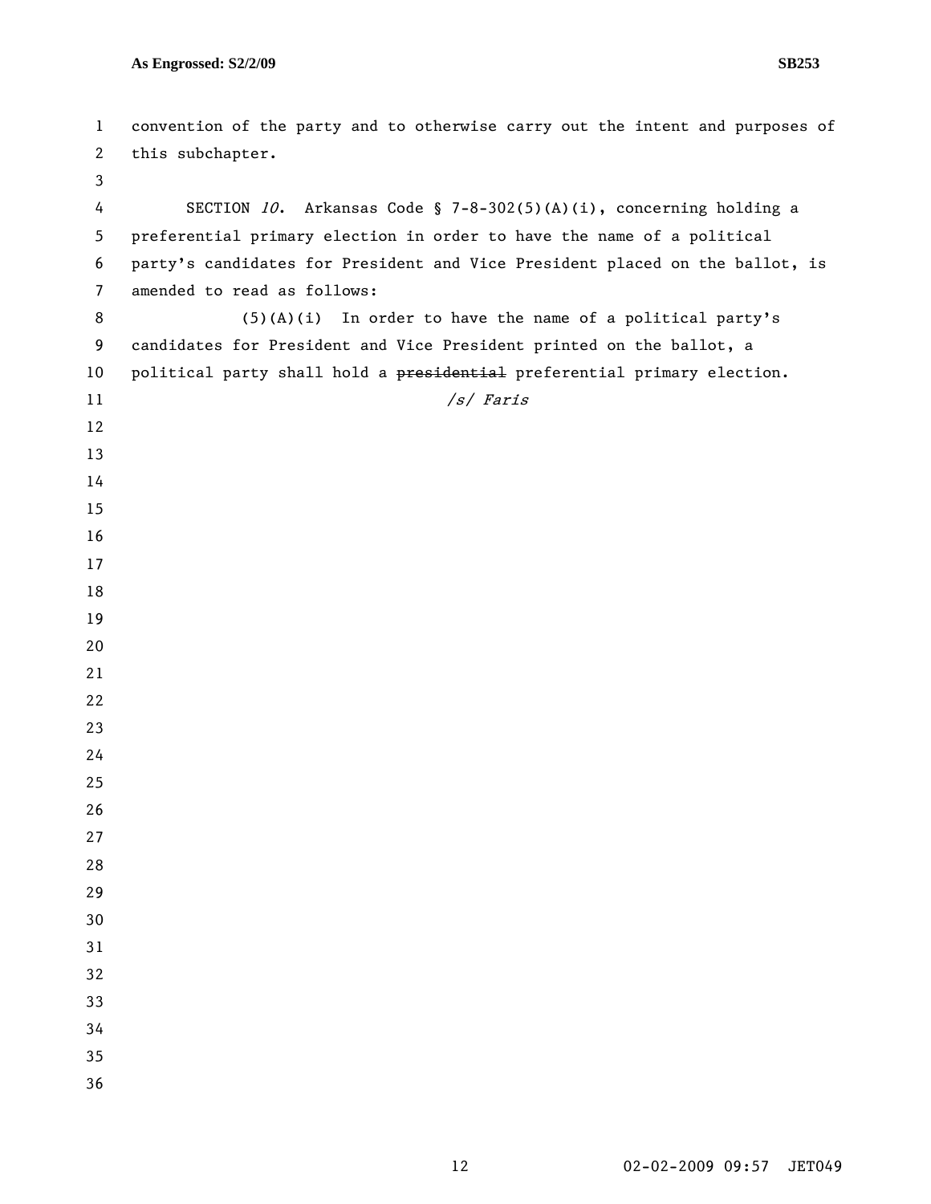convention of the party and to otherwise carry out the intent and purposes of this subchapter.

SECTION *10*. Arkansas Code § 7-8-302(5)(A)(i), concerning holding a preferential primary election in order to have the name of a political party's candidates for President and Vice President placed on the ballot, is amended to read as follows:

(5)(A)(i) In order to have the name of a political party's candidates for President and Vice President printed on the ballot, a political party shall hold a ~~presidential~~ preferential primary election.

*/s/ Faris*